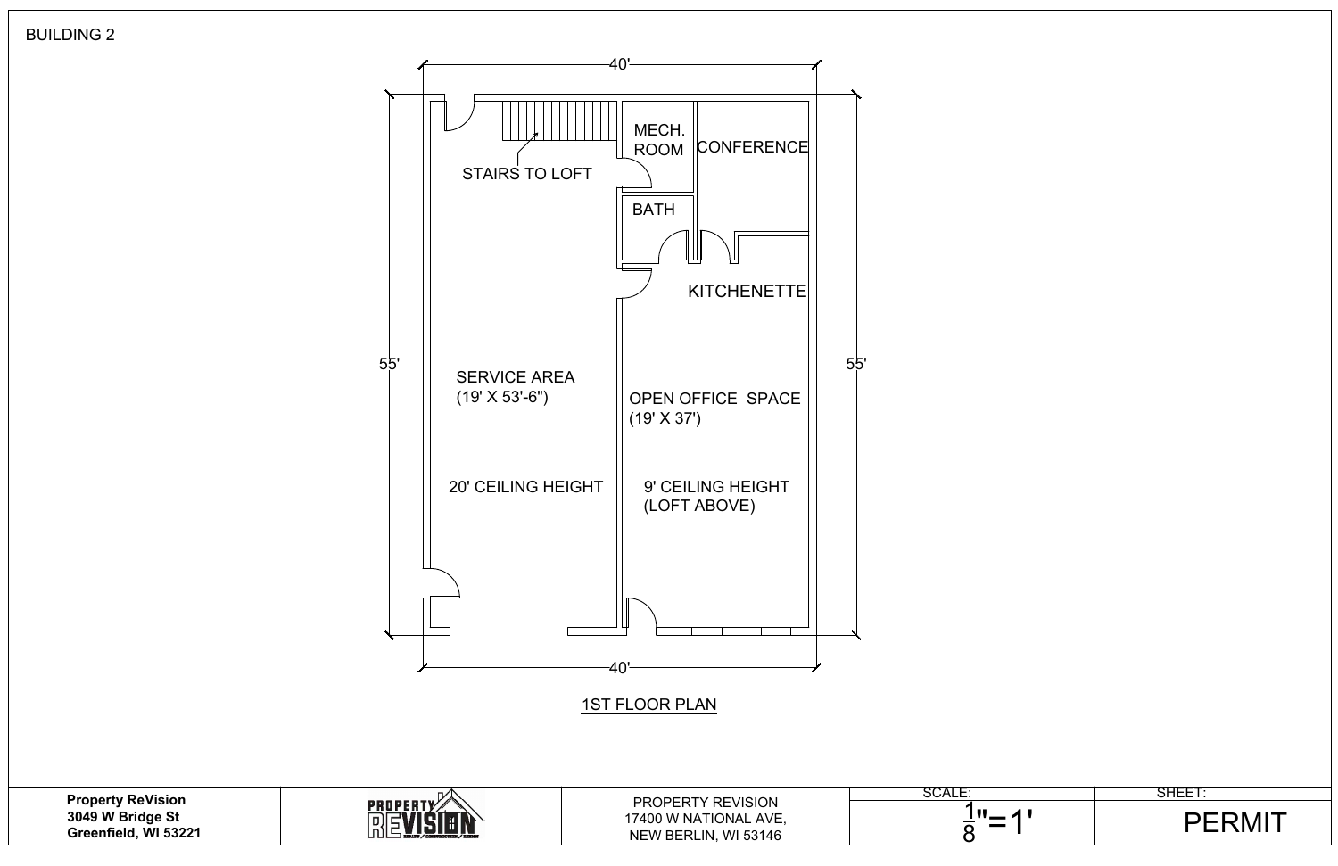BUILDING 2

40'

55'

55'

STAIRS TO LOFT

MECH. ROOM

CONFERENCE

BATH

KITCHENETTE

SERVICE AREA
(19' X 53'-6")

20' CEILING HEIGHT

OPEN OFFICE SPACE
(19' X 37')

9' CEILING HEIGHT
(LOFT ABOVE)

40'

1ST FLOOR PLAN

| Property ReVision<br>3049 W Bridge St<br>Greenfield, WI 53221 | PROPERTY REVISION | PROPERTY REVISION<br>17400 W NATIONAL AVE,<br>NEW BERLIN, WI 53146 | SCALE:<br>$\frac{1}{8}$"=1' | SHEET:<br>PERMIT |
|---|---|---|---|---|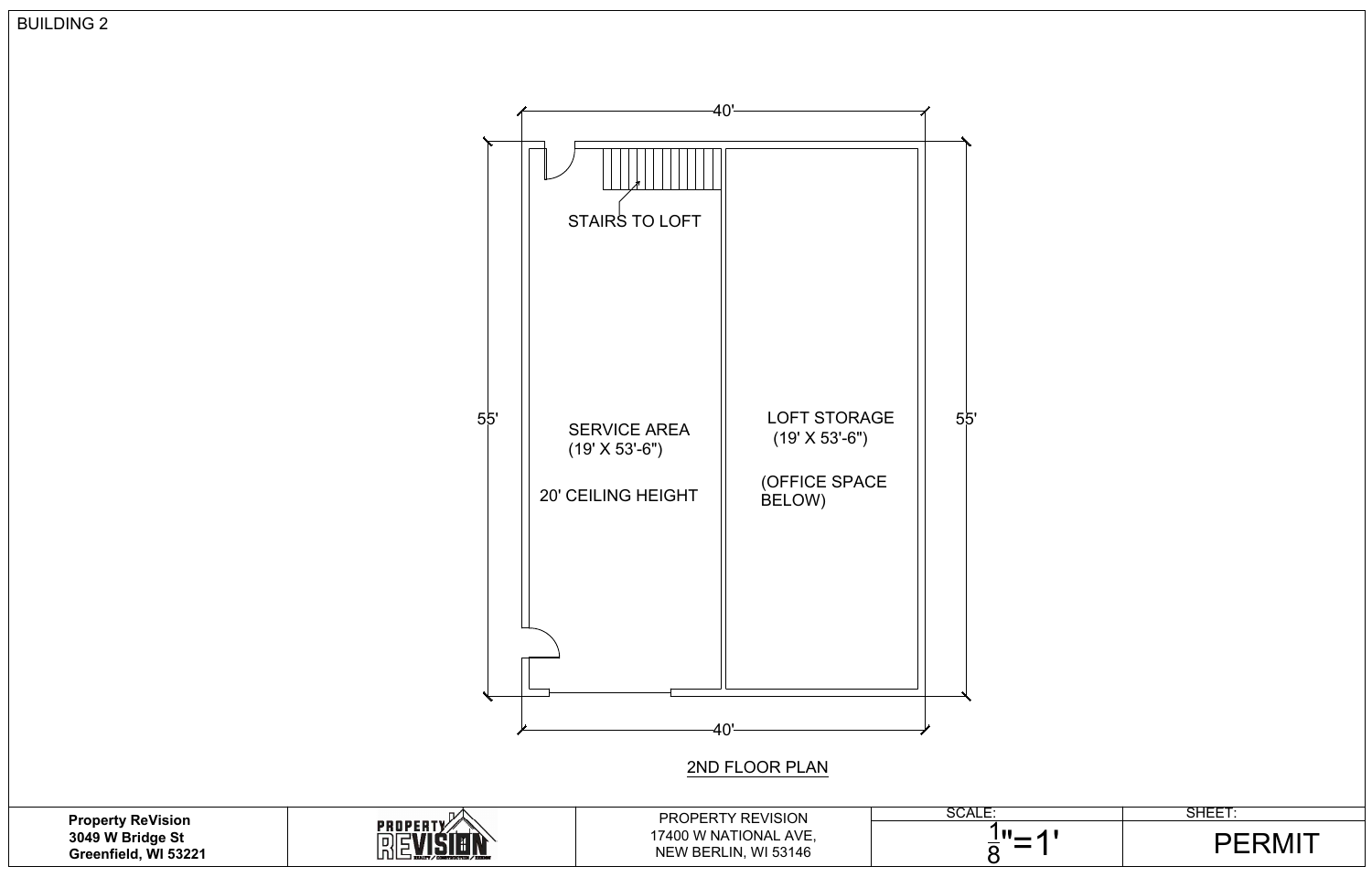BUILDING 2

40'

55'

55'

STAIRS TO LOFT

SERVICE AREA
(19' X 53'-6")

20' CEILING HEIGHT

LOFT STORAGE
(19' X 53'-6")

(OFFICE SPACE BELOW)

40'

2ND FLOOR PLAN

| | | | | |
|---|---|---|---|---|
| **Property ReVision**<br>**3049 W Bridge St**<br>**Greenfield, WI 53221** | PROPERTY REVISION | PROPERTY REVISION<br>17400 W NATIONAL AVE,<br>NEW BERLIN, WI 53146 | SCALE:<br>$\frac{1}{8}$"=1' | SHEET:<br>PERMIT |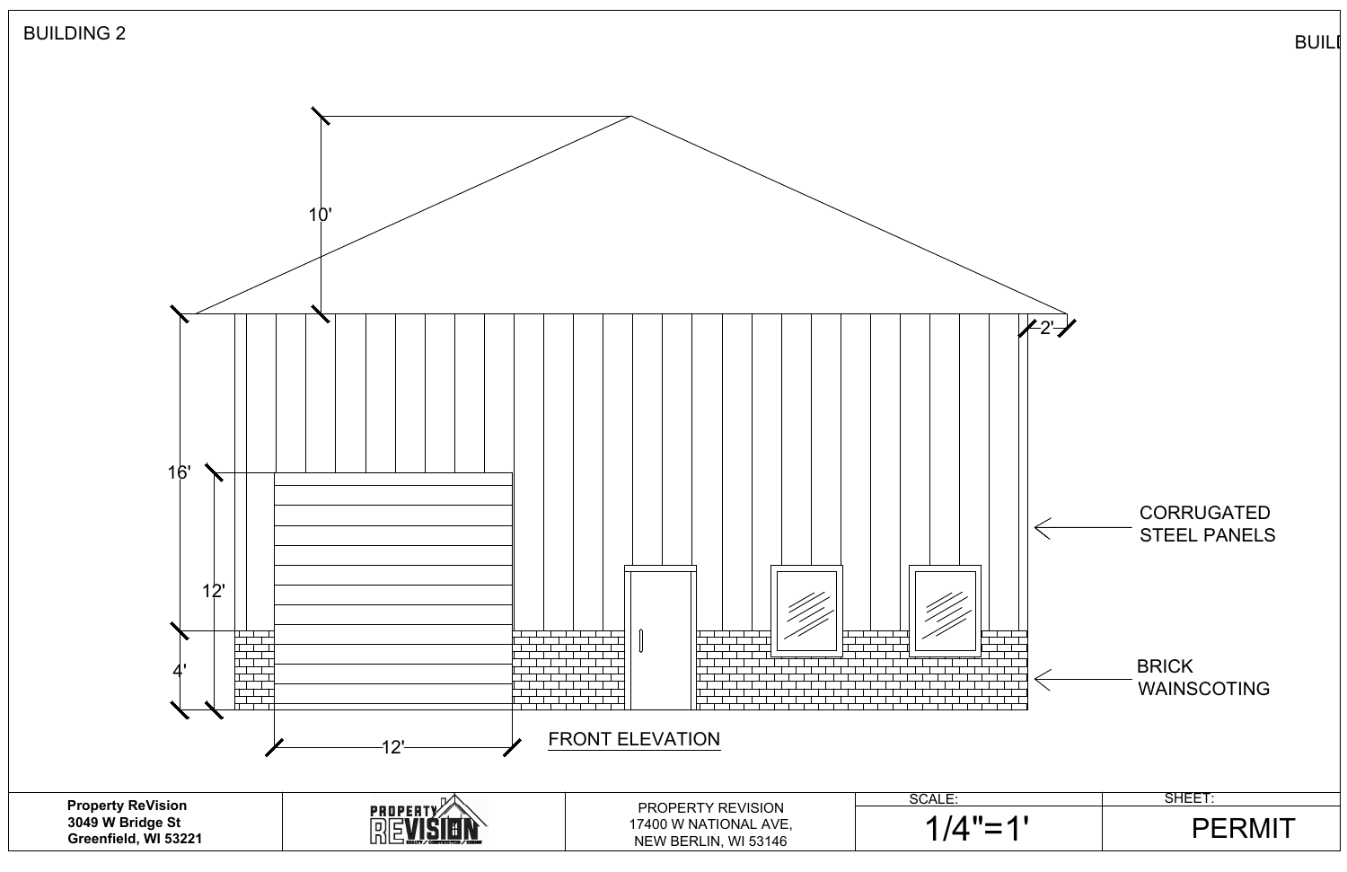BUILDING 2

10'

2'

16'

12'

CORRUGATED STEEL PANELS

4'

BRICK WAINSCOTING

12'

FRONT ELEVATION

| Property ReVision<br>3049 W Bridge St<br>Greenfield, WI 53221 | PROPERTY REVISION | PROPERTY REVISION<br>17400 W NATIONAL AVE,<br>NEW BERLIN, WI 53146 | SCALE:<br>1/4"=1' | SHEET:<br>PERMIT |
| --- | --- | --- | --- | --- |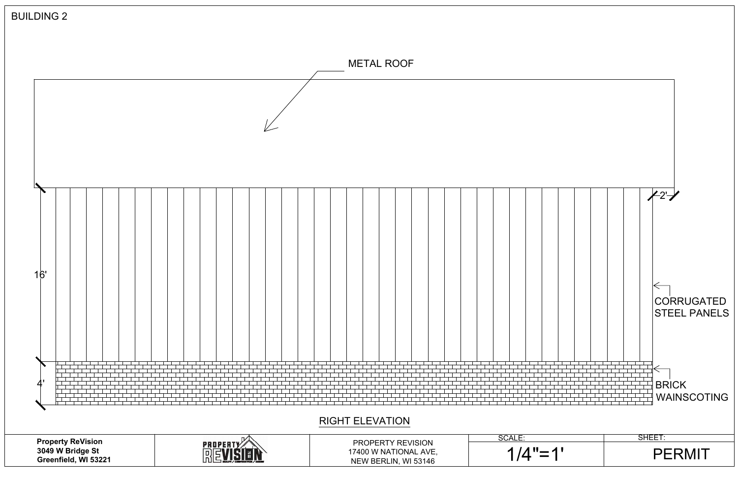BUILDING 2

METAL ROOF

2'

16'

CORRUGATED STEEL PANELS

4'

BRICK WAINSCOTING

RIGHT ELEVATION

| Property ReVision<br>3049 W Bridge St<br>Greenfield, WI 53221 | PROPERTY REVISION | PROPERTY REVISION<br>17400 W NATIONAL AVE,<br>NEW BERLIN, WI 53146 | SCALE:<br>1/4"=1' | SHEET:<br>PERMIT |
|---|---|---|---|---|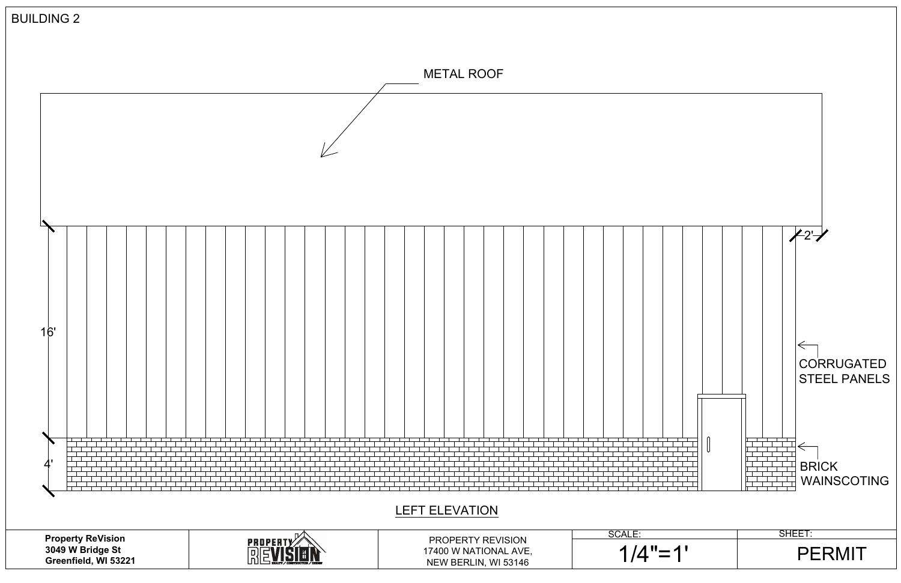BUILDING 2

METAL ROOF

2'

16'

CORRUGATED STEEL PANELS

4'

BRICK WAINSCOTING

LEFT ELEVATION

| Property ReVision 3049 W Bridge St Greenfield, WI 53221 | PROPERTY REVISION | PROPERTY REVISION 17400 W NATIONAL AVE, NEW BERLIN, WI 53146 | SCALE: 1/4"=1' | SHEET: PERMIT |
| --- | --- | --- | --- | --- |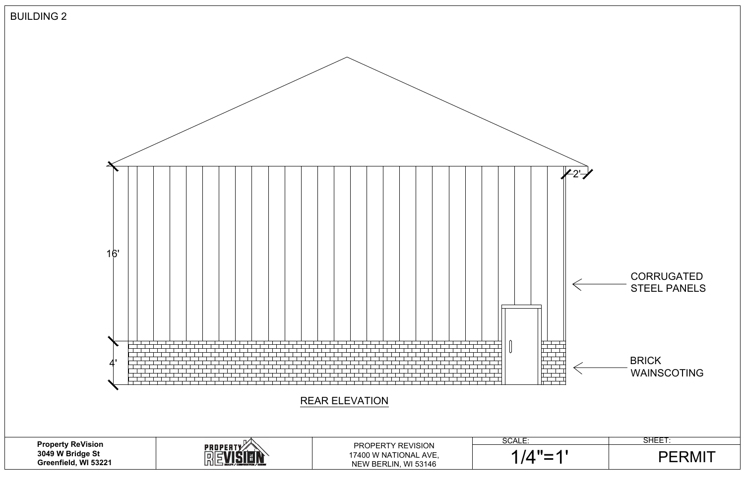BUILDING 2

16'

4'

2'

CORRUGATED STEEL PANELS

BRICK WAINSCOTING

REAR ELEVATION

| | | | | |
|---|---|---|---|---|
| **Property ReVision**<br>**3049 W Bridge St**<br>**Greenfield, WI 53221** | PROPERTY REVISION | PROPERTY REVISION<br>17400 W NATIONAL AVE,<br>NEW BERLIN, WI 53146 | SCALE:<br>1/4"=1' | SHEET:<br>PERMIT |